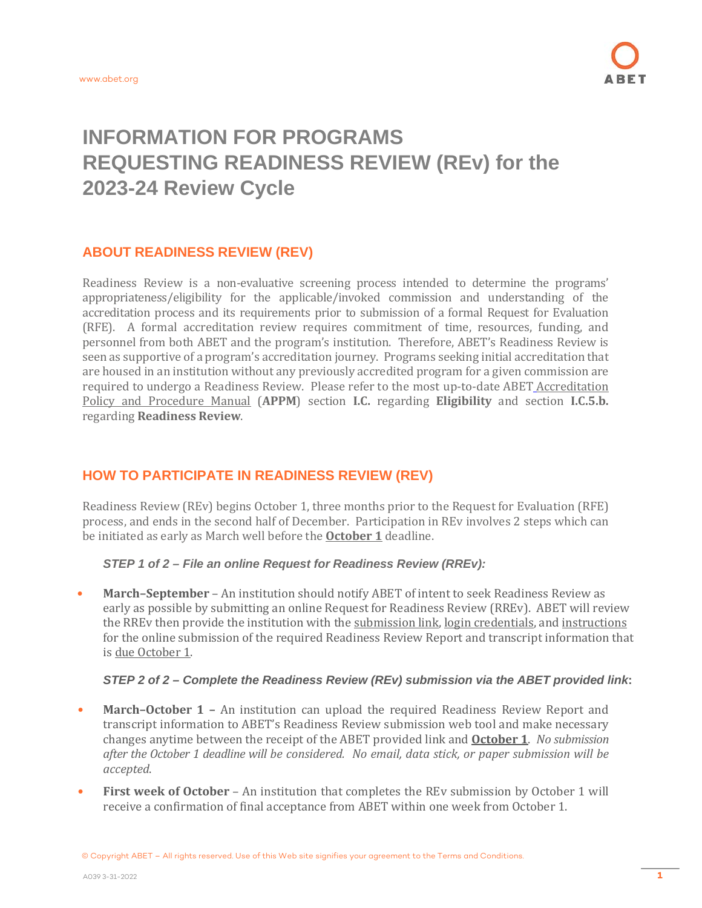# INFORMATION FOR PROGRAMS REQUESTING READINESS REVIEW (REv) for the 2023-24 Review Cycle

## ABOUT READINESS REVIEW (REV)

Readiness Review is a non-evaluative screening process intended to determine the programs' appropriateness/eligibility for the applicable/invoked commission and understanding of the accreditation process and its requirements prior to submission of a formal Request for Evaluation (RFE). A formal accreditation review requires commitment of time, resources, funding, and personnel from both ABET and the program's institution. Therefore, ABET's Readiness Review is seen as supportive of a program's accreditation journey. Programs seeking initial accreditation that are housed in an institution without any previously accredited program for a given commission are required to undergo a Readiness Review. Please refer to the most up-to-date ABET Accreditation Policy and Procedure Manual (**APPM**) section **I.C.** regarding **Eligibility** and section **I.C.5.b.** regarding **Readiness Review**.

## HOW TO PARTICIPATE IN READINESS REVIEW (REV)

Readiness Review (REv) begins October 1, three months prior to the Request for Evaluation (RFE) process, and ends in the second half of December. Participation in REv involves 2 steps which can be initiated as early as March well before the **October 1** deadline.

***STEP 1 of 2 – File an online Request for Readiness Review (RREv):***

- **March–September** – An institution should notify ABET of intent to seek Readiness Review as early as possible by submitting an online Request for Readiness Review (RREv). ABET will review the RREv then provide the institution with the submission link, login credentials, and instructions for the online submission of the required Readiness Review Report and transcript information that is due October 1.

***STEP 2 of 2 – Complete the Readiness Review (REv) submission via the ABET provided link:***

- **March–October 1** – An institution can upload the required Readiness Review Report and transcript information to ABET's Readiness Review submission web tool and make necessary changes anytime between the receipt of the ABET provided link and **October 1**. *No submission after the October 1 deadline will be considered. No email, data stick, or paper submission will be accepted.*
- **First week of October** – An institution that completes the REv submission by October 1 will receive a confirmation of final acceptance from ABET within one week from October 1.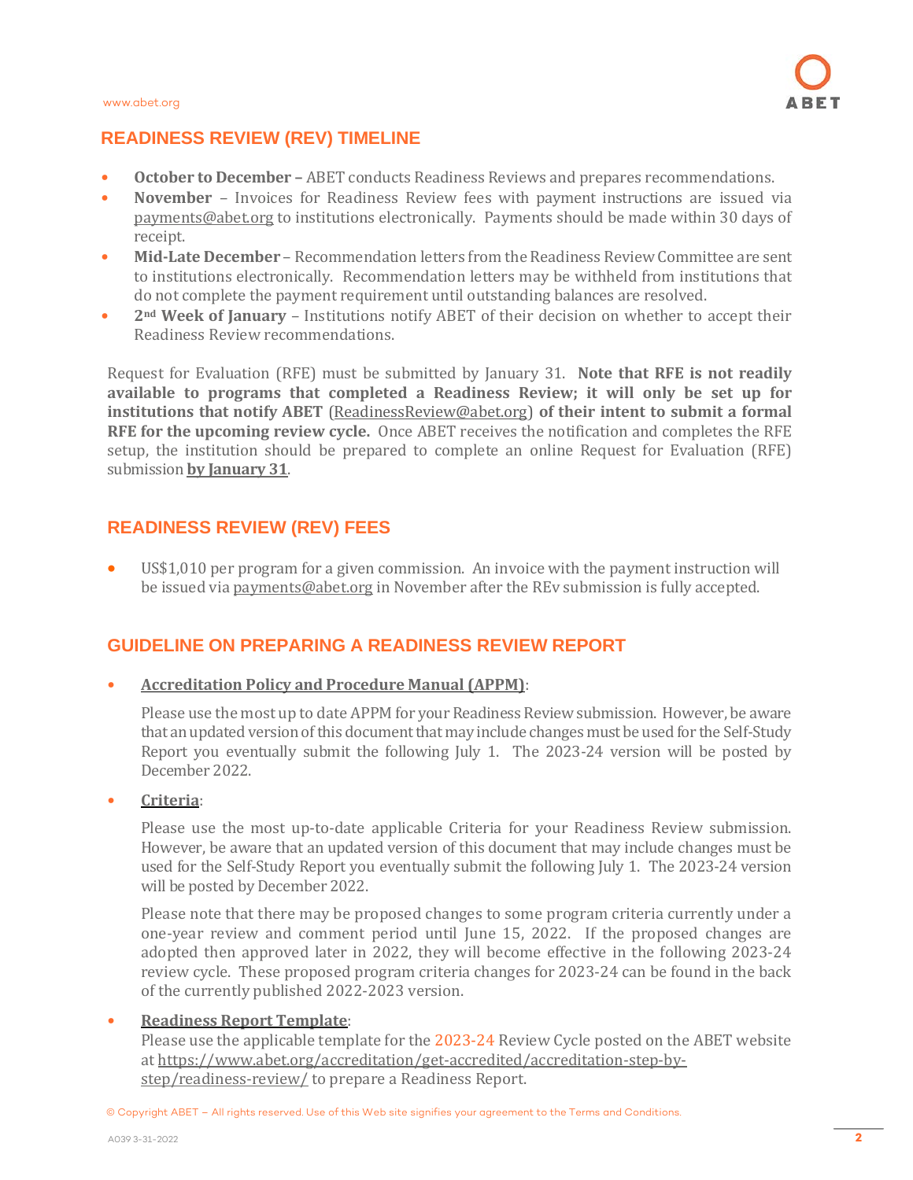## READINESS REVIEW (REV) TIMELINE

- **October to December –** ABET conducts Readiness Reviews and prepares recommendations.
- **November** – Invoices for Readiness Review fees with payment instructions are issued via payments@abet.org to institutions electronically. Payments should be made within 30 days of receipt.
- **Mid-Late December** – Recommendation letters from the Readiness Review Committee are sent to institutions electronically. Recommendation letters may be withheld from institutions that do not complete the payment requirement until outstanding balances are resolved.
- **2nd Week of January** – Institutions notify ABET of their decision on whether to accept their Readiness Review recommendations.

Request for Evaluation (RFE) must be submitted by January 31. **Note that RFE is not readily available to programs that completed a Readiness Review; it will only be set up for institutions that notify ABET (ReadinessReview@abet.org) of their intent to submit a formal RFE for the upcoming review cycle.** Once ABET receives the notification and completes the RFE setup, the institution should be prepared to complete an online Request for Evaluation (RFE) submission **by January 31**.

## READINESS REVIEW (REV) FEES

- US$1,010 per program for a given commission. An invoice with the payment instruction will be issued via payments@abet.org in November after the REv submission is fully accepted.

## GUIDELINE ON PREPARING A READINESS REVIEW REPORT

- **Accreditation Policy and Procedure Manual (APPM)**:

  Please use the most up to date APPM for your Readiness Review submission. However, be aware that an updated version of this document that may include changes must be used for the Self-Study Report you eventually submit the following July 1. The 2023-24 version will be posted by December 2022.

- **Criteria**:

  Please use the most up-to-date applicable Criteria for your Readiness Review submission. However, be aware that an updated version of this document that may include changes must be used for the Self-Study Report you eventually submit the following July 1. The 2023-24 version will be posted by December 2022.

  Please note that there may be proposed changes to some program criteria currently under a one-year review and comment period until June 15, 2022. If the proposed changes are adopted then approved later in 2022, they will become effective in the following 2023-24 review cycle. These proposed program criteria changes for 2023-24 can be found in the back of the currently published 2022-2023 version.

- **Readiness Report Template**:
  Please use the applicable template for the 2023-24 Review Cycle posted on the ABET website at https://www.abet.org/accreditation/get-accredited/accreditation-step-by-step/readiness-review/ to prepare a Readiness Report.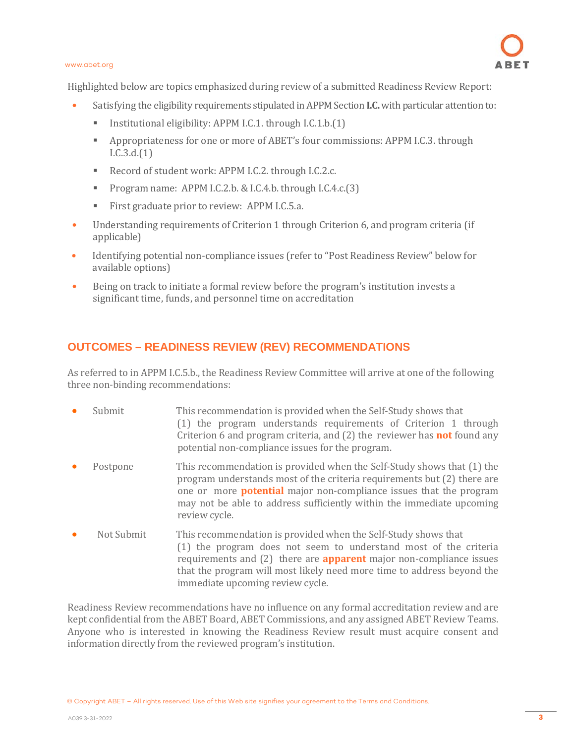Highlighted below are topics emphasized during review of a submitted Readiness Review Report:

- Satisfying the eligibility requirements stipulated in APPM Section **I.C.** with particular attention to:
  - Institutional eligibility: APPM I.C.1. through I.C.1.b.(1)
  - Appropriateness for one or more of ABET's four commissions: APPM I.C.3. through I.C.3.d.(1)
  - Record of student work: APPM I.C.2. through I.C.2.c.
  - Program name: APPM I.C.2.b. & I.C.4.b. through I.C.4.c.(3)
  - First graduate prior to review: APPM I.C.5.a.
- Understanding requirements of Criterion 1 through Criterion 6, and program criteria (if applicable)
- Identifying potential non-compliance issues (refer to "Post Readiness Review" below for available options)
- Being on track to initiate a formal review before the program's institution invests a significant time, funds, and personnel time on accreditation

## OUTCOMES – READINESS REVIEW (REV) RECOMMENDATIONS

As referred to in APPM I.C.5.b., the Readiness Review Committee will arrive at one of the following three non-binding recommendations:

- Submit — This recommendation is provided when the Self-Study shows that (1) the program understands requirements of Criterion 1 through Criterion 6 and program criteria, and (2) the reviewer has **not** found any potential non-compliance issues for the program.
- Postpone — This recommendation is provided when the Self-Study shows that (1) the program understands most of the criteria requirements but (2) there are one or more **potential** major non-compliance issues that the program may not be able to address sufficiently within the immediate upcoming review cycle.
- Not Submit — This recommendation is provided when the Self-Study shows that (1) the program does not seem to understand most of the criteria requirements and (2) there are **apparent** major non-compliance issues that the program will most likely need more time to address beyond the immediate upcoming review cycle.

Readiness Review recommendations have no influence on any formal accreditation review and are kept confidential from the ABET Board, ABET Commissions, and any assigned ABET Review Teams. Anyone who is interested in knowing the Readiness Review result must acquire consent and information directly from the reviewed program's institution.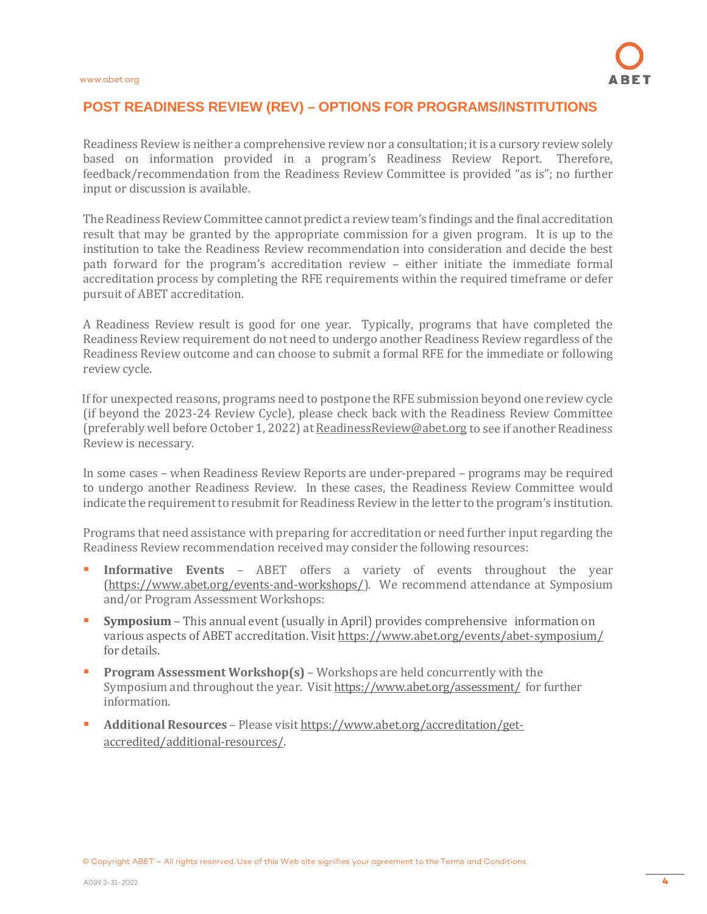## POST READINESS REVIEW (REV) – OPTIONS FOR PROGRAMS/INSTITUTIONS

Readiness Review is neither a comprehensive review nor a consultation; it is a cursory review solely based on information provided in a program's Readiness Review Report. Therefore, feedback/recommendation from the Readiness Review Committee is provided "as is"; no further input or discussion is available.

The Readiness Review Committee cannot predict a review team's findings and the final accreditation result that may be granted by the appropriate commission for a given program. It is up to the institution to take the Readiness Review recommendation into consideration and decide the best path forward for the program's accreditation review – either initiate the immediate formal accreditation process by completing the RFE requirements within the required timeframe or defer pursuit of ABET accreditation.

A Readiness Review result is good for one year. Typically, programs that have completed the Readiness Review requirement do not need to undergo another Readiness Review regardless of the Readiness Review outcome and can choose to submit a formal RFE for the immediate or following review cycle.

If for unexpected reasons, programs need to postpone the RFE submission beyond one review cycle (if beyond the 2023-24 Review Cycle), please check back with the Readiness Review Committee (preferably well before October 1, 2022) at ReadinessReview@abet.org to see if another Readiness Review is necessary.

In some cases – when Readiness Review Reports are under-prepared – programs may be required to undergo another Readiness Review. In these cases, the Readiness Review Committee would indicate the requirement to resubmit for Readiness Review in the letter to the program's institution.

Programs that need assistance with preparing for accreditation or need further input regarding the Readiness Review recommendation received may consider the following resources:

- **Informative Events** – ABET offers a variety of events throughout the year (https://www.abet.org/events-and-workshops/). We recommend attendance at Symposium and/or Program Assessment Workshops:
- **Symposium** – This annual event (usually in April) provides comprehensive information on various aspects of ABET accreditation. Visit https://www.abet.org/events/abet-symposium/ for details.
- **Program Assessment Workshop(s)** – Workshops are held concurrently with the Symposium and throughout the year. Visit https://www.abet.org/assessment/ for further information.
- **Additional Resources** – Please visit https://www.abet.org/accreditation/get-accredited/additional-resources/.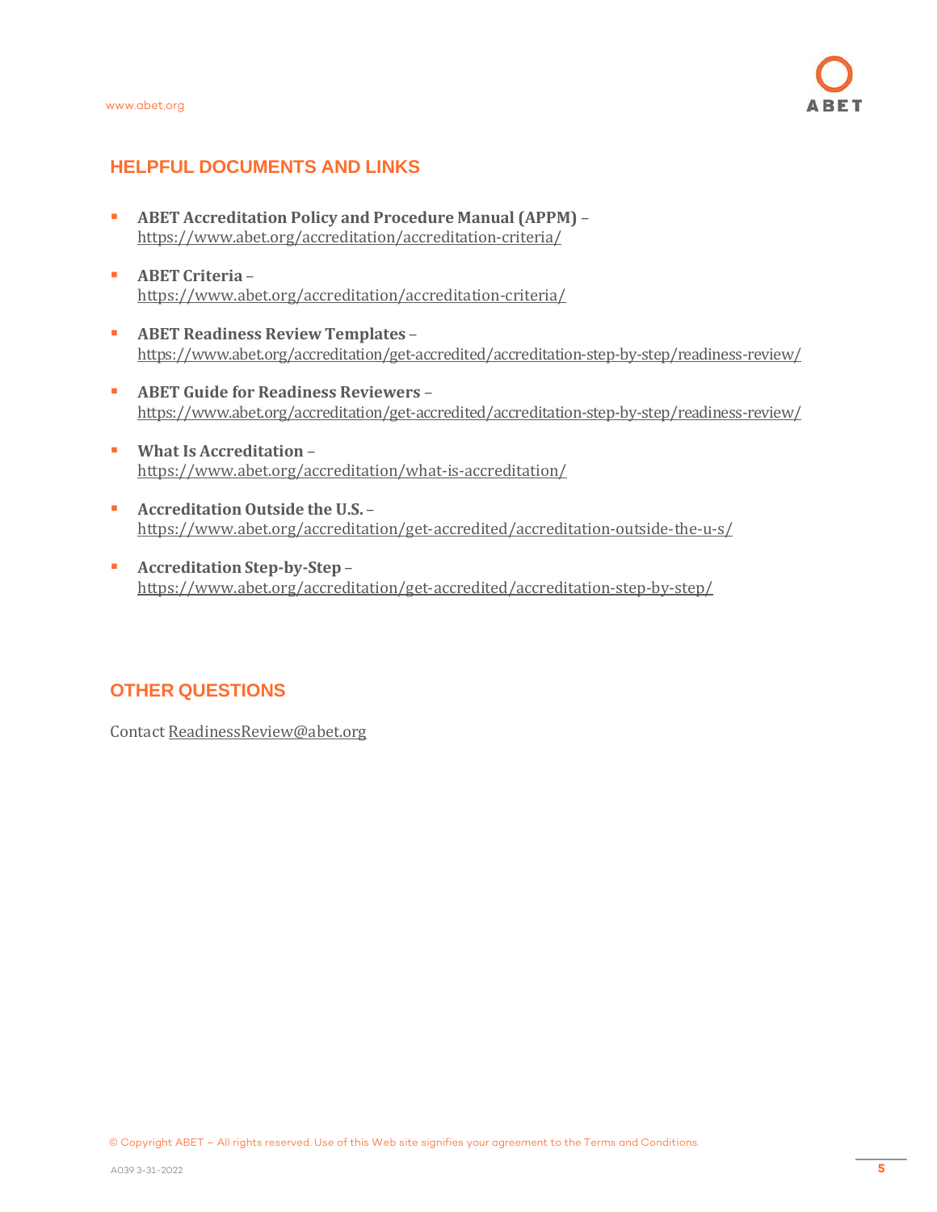## HELPFUL DOCUMENTS AND LINKS

- **ABET Accreditation Policy and Procedure Manual (APPM)** – https://www.abet.org/accreditation/accreditation-criteria/
- **ABET Criteria** – https://www.abet.org/accreditation/accreditation-criteria/
- **ABET Readiness Review Templates** – https://www.abet.org/accreditation/get-accredited/accreditation-step-by-step/readiness-review/
- **ABET Guide for Readiness Reviewers** – https://www.abet.org/accreditation/get-accredited/accreditation-step-by-step/readiness-review/
- **What Is Accreditation** – https://www.abet.org/accreditation/what-is-accreditation/
- **Accreditation Outside the U.S.** – https://www.abet.org/accreditation/get-accredited/accreditation-outside-the-u-s/
- **Accreditation Step-by-Step** – https://www.abet.org/accreditation/get-accredited/accreditation-step-by-step/

## OTHER QUESTIONS

Contact ReadinessReview@abet.org